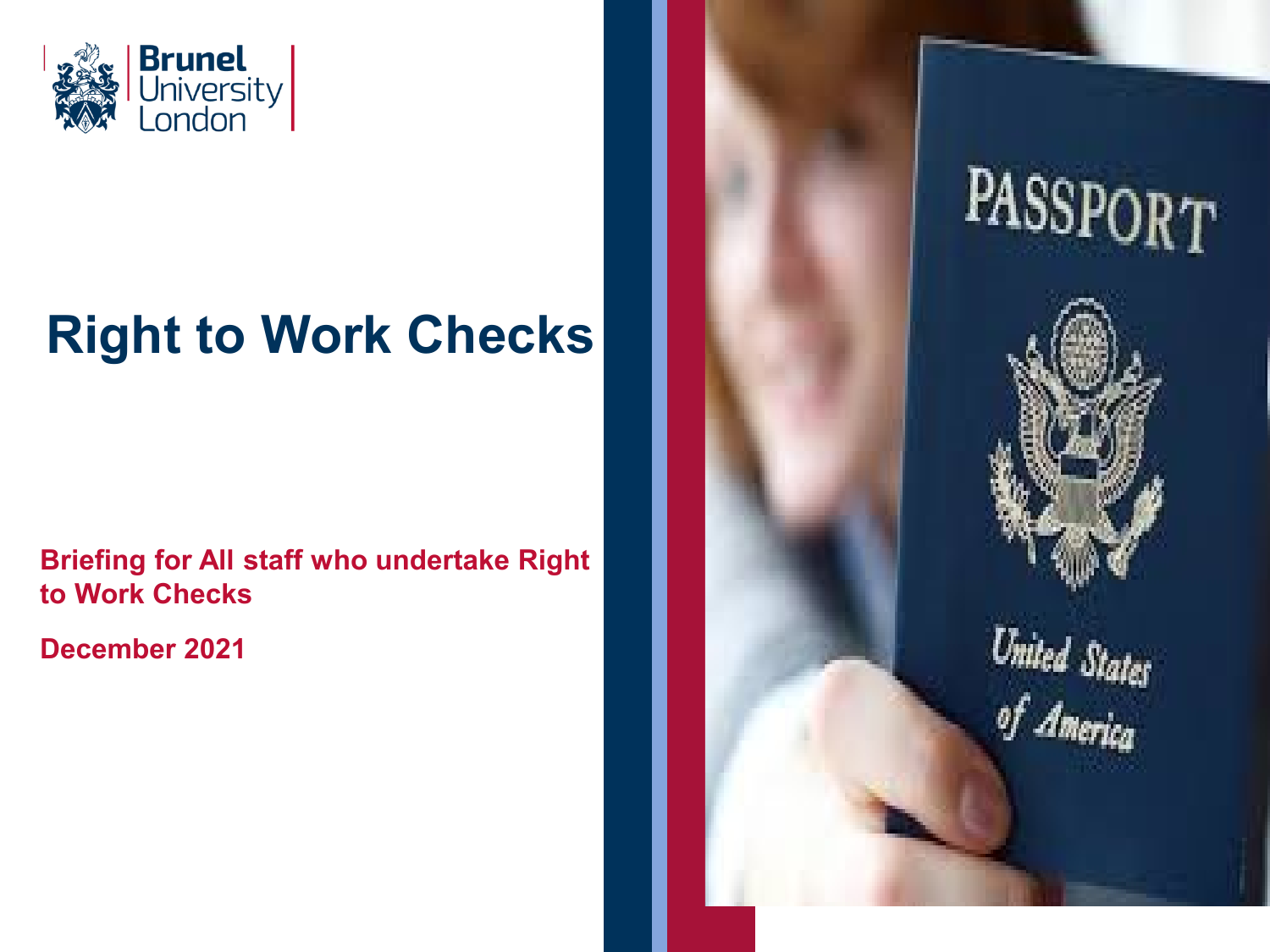# Right to Work Checks

**Briefing for All staff who undertake Right to Work Checks**

**December 2021**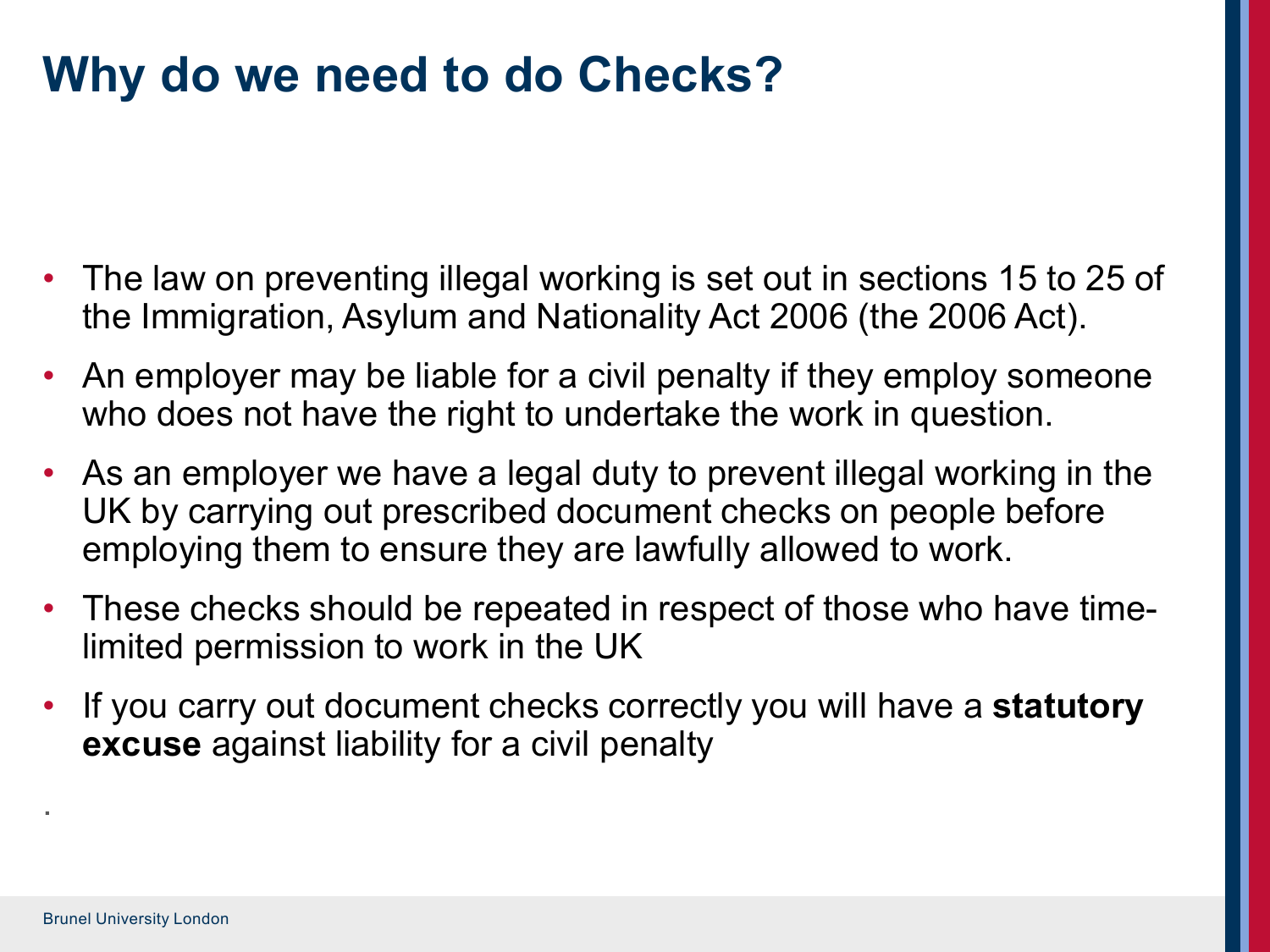# Why do we need to do Checks?

- The law on preventing illegal working is set out in sections 15 to 25 of the Immigration, Asylum and Nationality Act 2006 (the 2006 Act).
- An employer may be liable for a civil penalty if they employ someone who does not have the right to undertake the work in question.
- As an employer we have a legal duty to prevent illegal working in the UK by carrying out prescribed document checks on people before employing them to ensure they are lawfully allowed to work.
- These checks should be repeated in respect of those who have time-limited permission to work in the UK
- If you carry out document checks correctly you will have a **statutory excuse** against liability for a civil penalty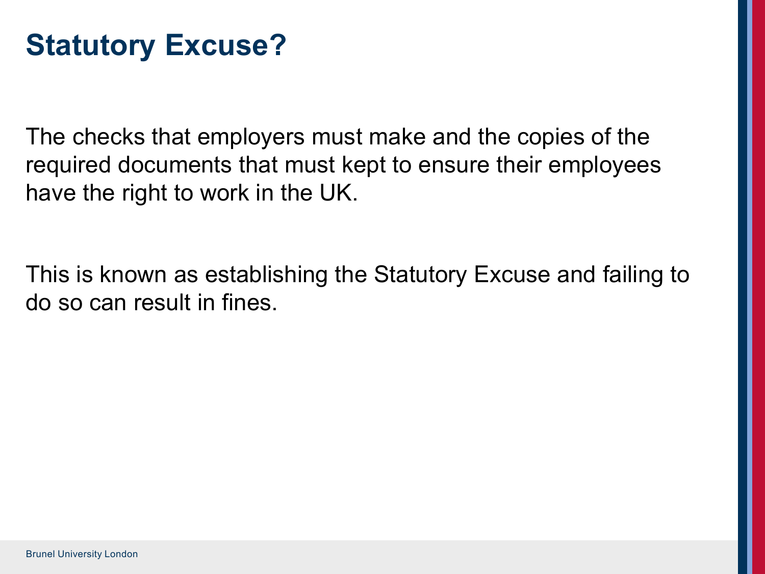# Statutory Excuse?

The checks that employers must make and the copies of the required documents that must kept to ensure their employees have the right to work in the UK.

This is known as establishing the Statutory Excuse and failing to do so can result in fines.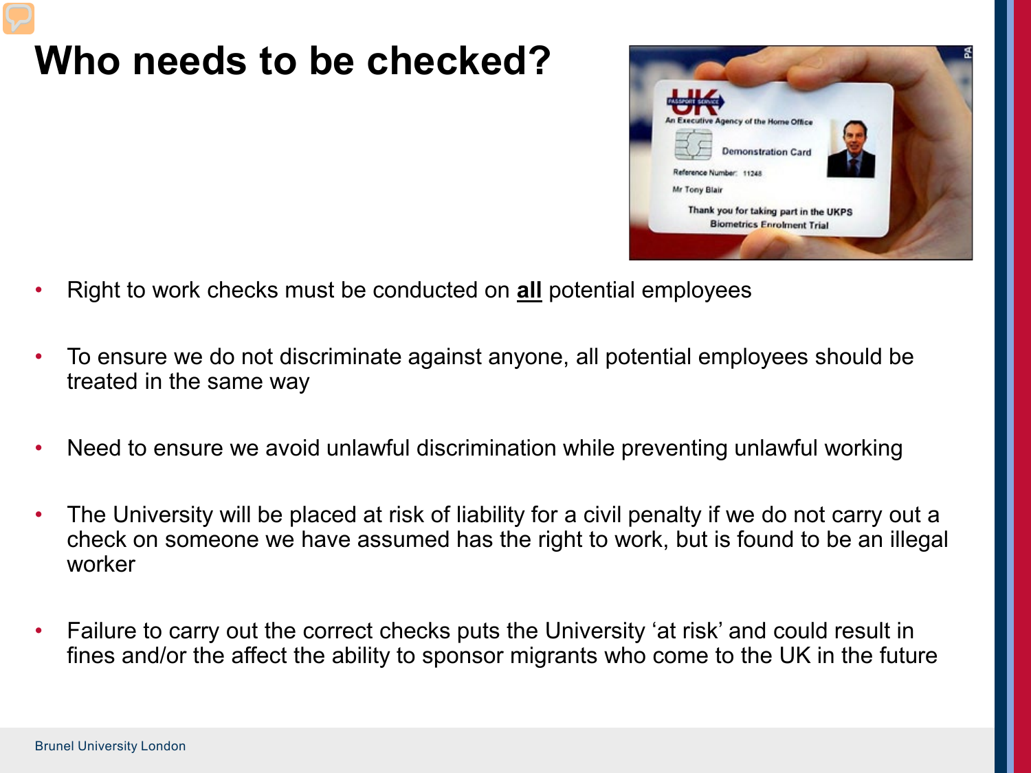# Who needs to be checked?

- Right to work checks must be conducted on **all** potential employees
- To ensure we do not discriminate against anyone, all potential employees should be treated in the same way
- Need to ensure we avoid unlawful discrimination while preventing unlawful working
- The University will be placed at risk of liability for a civil penalty if we do not carry out a check on someone we have assumed has the right to work, but is found to be an illegal worker
- Failure to carry out the correct checks puts the University 'at risk' and could result in fines and/or the affect the ability to sponsor migrants who come to the UK in the future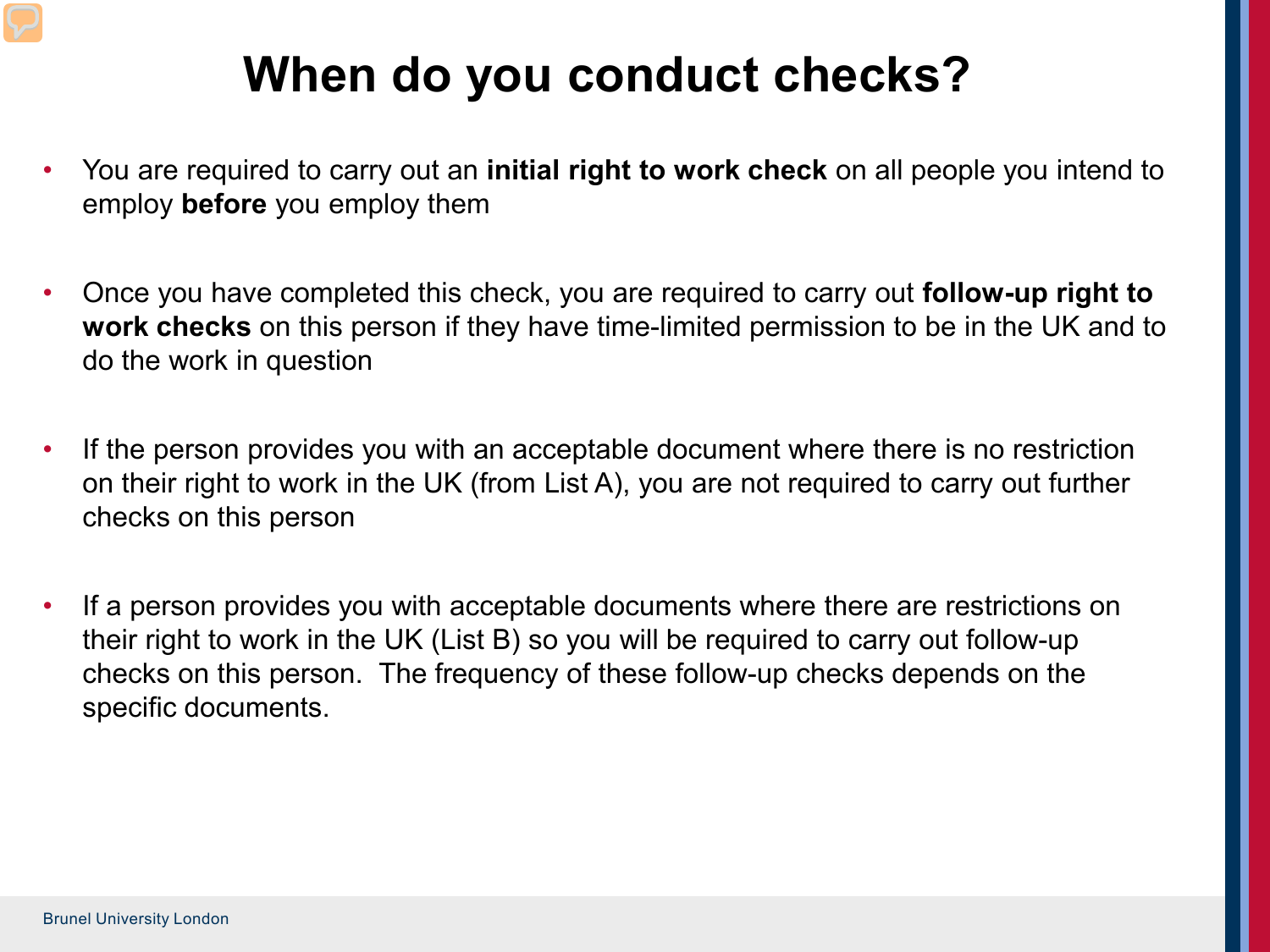# When do you conduct checks?

- You are required to carry out an **initial right to work check** on all people you intend to employ **before** you employ them

- Once you have completed this check, you are required to carry out **follow-up right to work checks** on this person if they have time-limited permission to be in the UK and to do the work in question

- If the person provides you with an acceptable document where there is no restriction on their right to work in the UK (from List A), you are not required to carry out further checks on this person

- If a person provides you with acceptable documents where there are restrictions on their right to work in the UK (List B) so you will be required to carry out follow-up checks on this person. The frequency of these follow-up checks depends on the specific documents.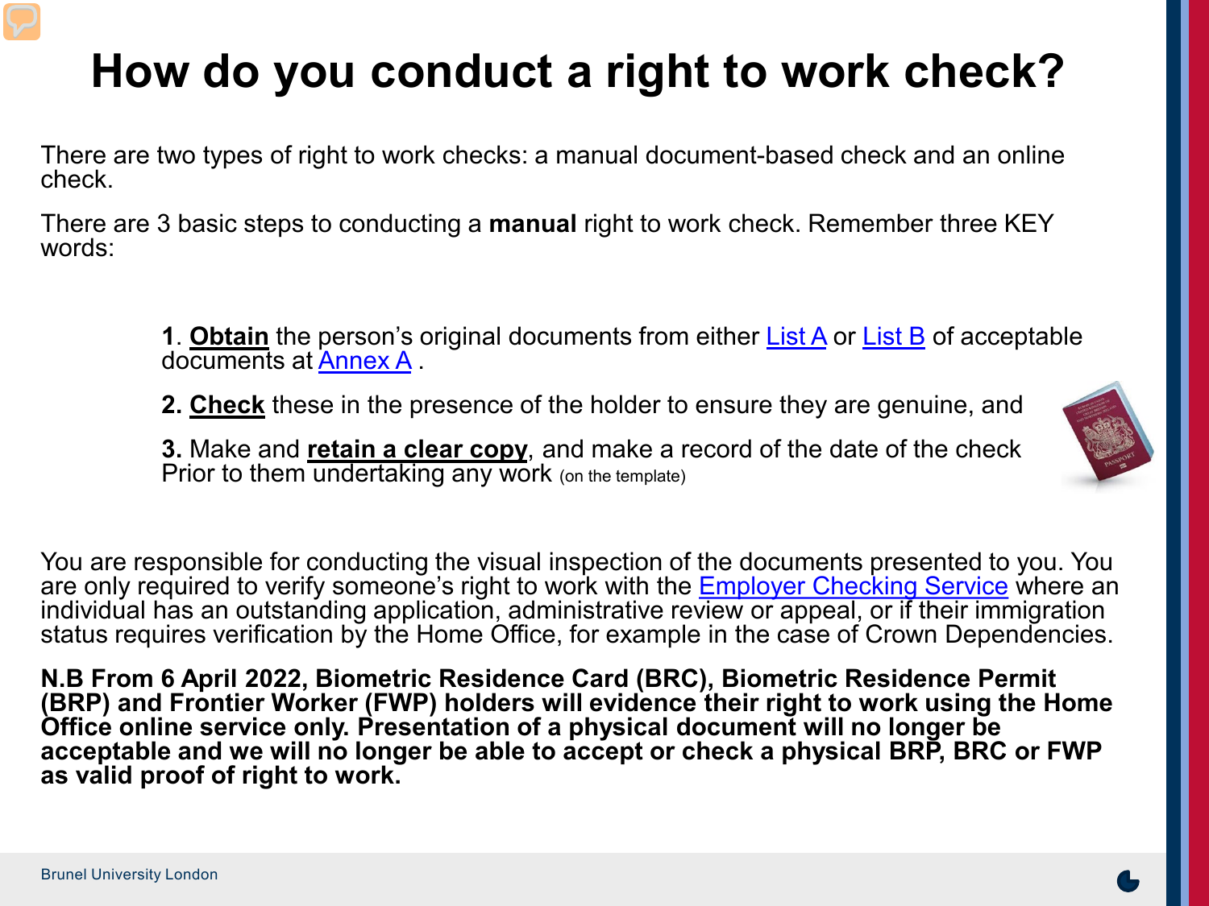# How do you conduct a right to work check?

There are two types of right to work checks: a manual document-based check and an online check.

There are 3 basic steps to conducting a **manual** right to work check. Remember three KEY words:

1. **Obtain** the person's original documents from either List A or List B of acceptable documents at Annex A .

2. **Check** these in the presence of the holder to ensure they are genuine, and

3. Make and **retain a clear copy**, and make a record of the date of the check Prior to them undertaking any work (on the template)

You are responsible for conducting the visual inspection of the documents presented to you. You are only required to verify someone's right to work with the Employer Checking Service where an individual has an outstanding application, administrative review or appeal, or if their immigration status requires verification by the Home Office, for example in the case of Crown Dependencies.

**N.B From 6 April 2022, Biometric Residence Card (BRC), Biometric Residence Permit (BRP) and Frontier Worker (FWP) holders will evidence their right to work using the Home Office online service only. Presentation of a physical document will no longer be acceptable and we will no longer be able to accept or check a physical BRP, BRC or FWP as valid proof of right to work.**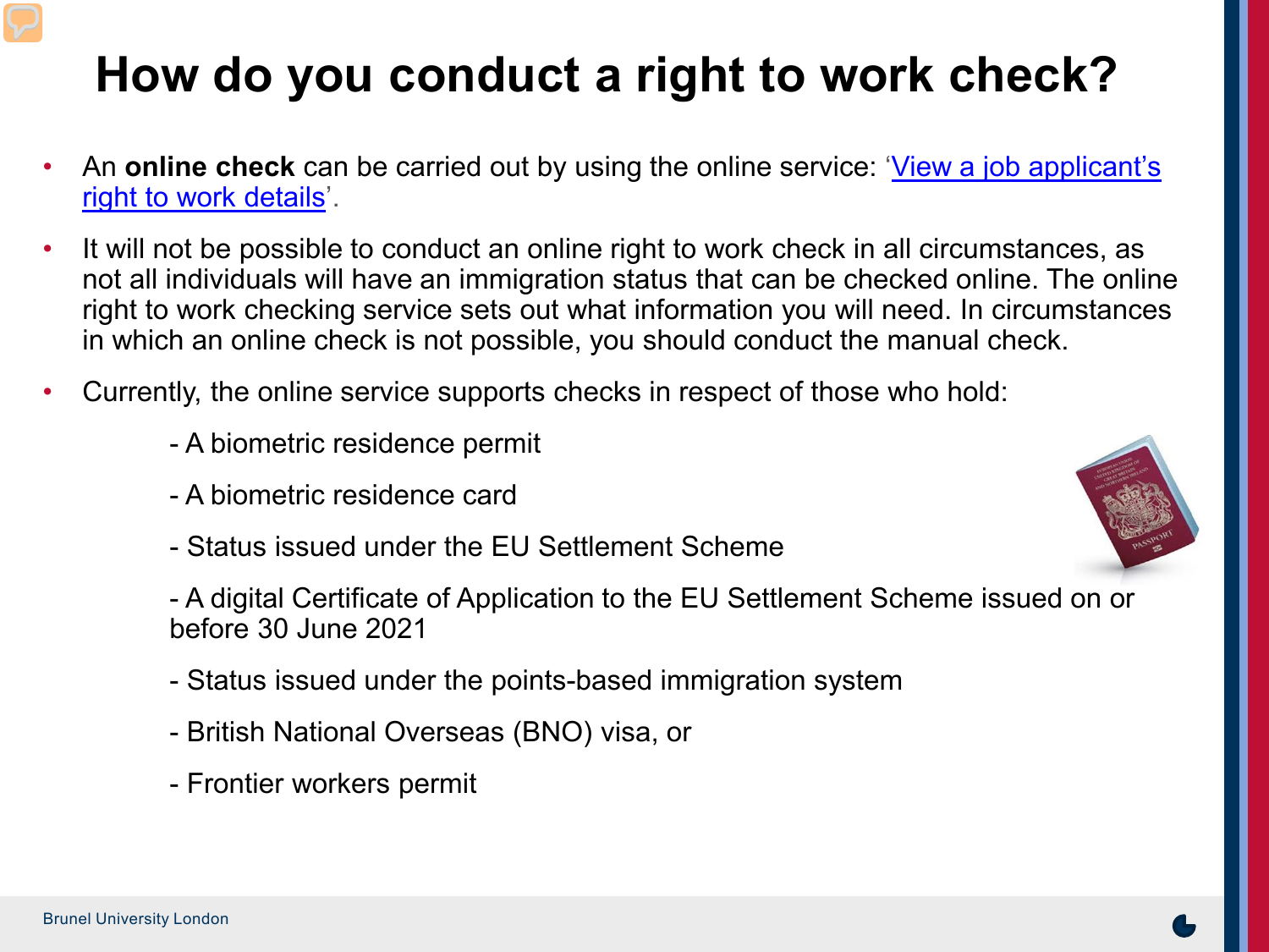# How do you conduct a right to work check?

- An **online check** can be carried out by using the online service: '[View a job applicant's right to work details]'.
- It will not be possible to conduct an online right to work check in all circumstances, as not all individuals will have an immigration status that can be checked online. The online right to work checking service sets out what information you will need. In circumstances in which an online check is not possible, you should conduct the manual check.
- Currently, the online service supports checks in respect of those who hold:

  - A biometric residence permit

  - A biometric residence card

  - Status issued under the EU Settlement Scheme

  - A digital Certificate of Application to the EU Settlement Scheme issued on or before 30 June 2021

  - Status issued under the points-based immigration system

  - British National Overseas (BNO) visa, or

  - Frontier workers permit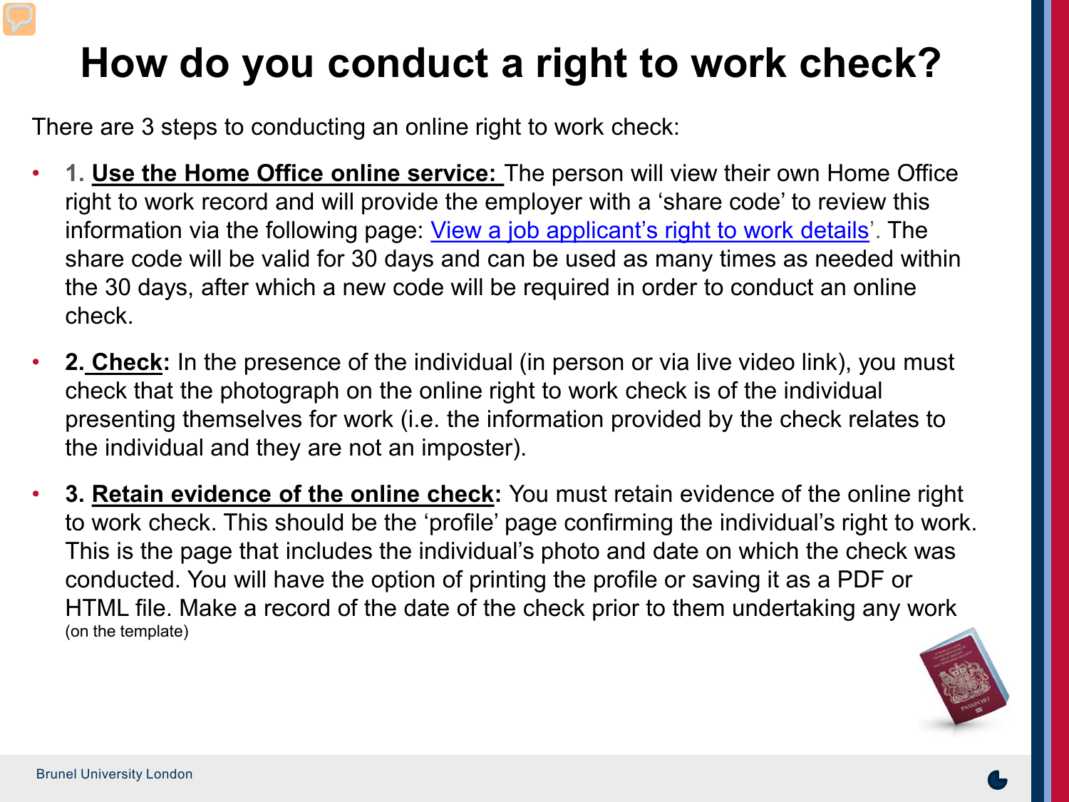# How do you conduct a right to work check?

There are 3 steps to conducting an online right to work check:

- **1. Use the Home Office online service:** The person will view their own Home Office right to work record and will provide the employer with a 'share code' to review this information via the following page: 'View a job applicant's right to work details'. The share code will be valid for 30 days and can be used as many times as needed within the 30 days, after which a new code will be required in order to conduct an online check.
- **2. Check:** In the presence of the individual (in person or via live video link), you must check that the photograph on the online right to work check is of the individual presenting themselves for work (i.e. the information provided by the check relates to the individual and they are not an imposter).
- **3. Retain evidence of the online check:** You must retain evidence of the online right to work check. This should be the 'profile' page confirming the individual's right to work. This is the page that includes the individual's photo and date on which the check was conducted. You will have the option of printing the profile or saving it as a PDF or HTML file. Make a record of the date of the check prior to them undertaking any work (on the template)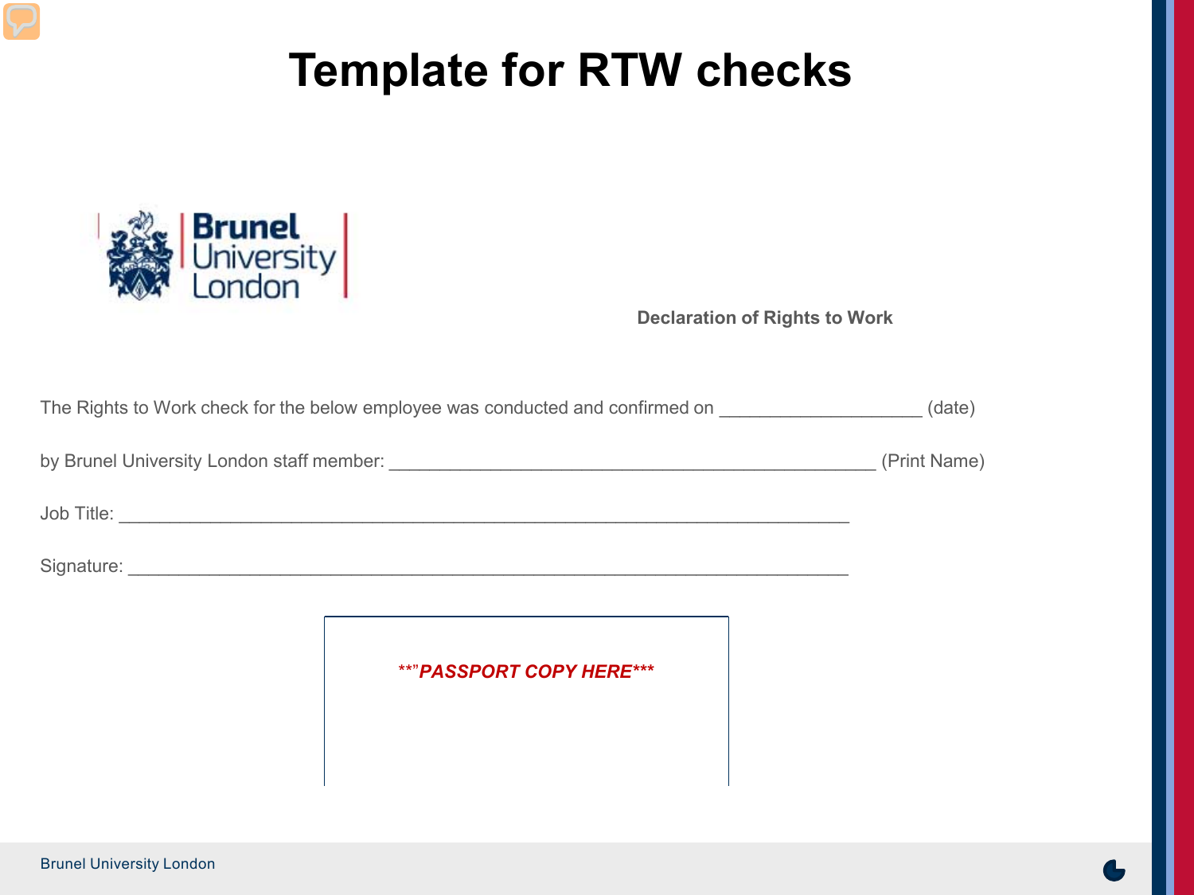# Template for RTW checks

**Declaration of Rights to Work**

The Rights to Work check for the below employee was conducted and confirmed on ____________________ (date)

by Brunel University London staff member: ________________________________________________ (Print Name)

Job Title: ________________________________________________________________________

Signature: _______________________________________________________________________

***"PASSPORT COPY HERE****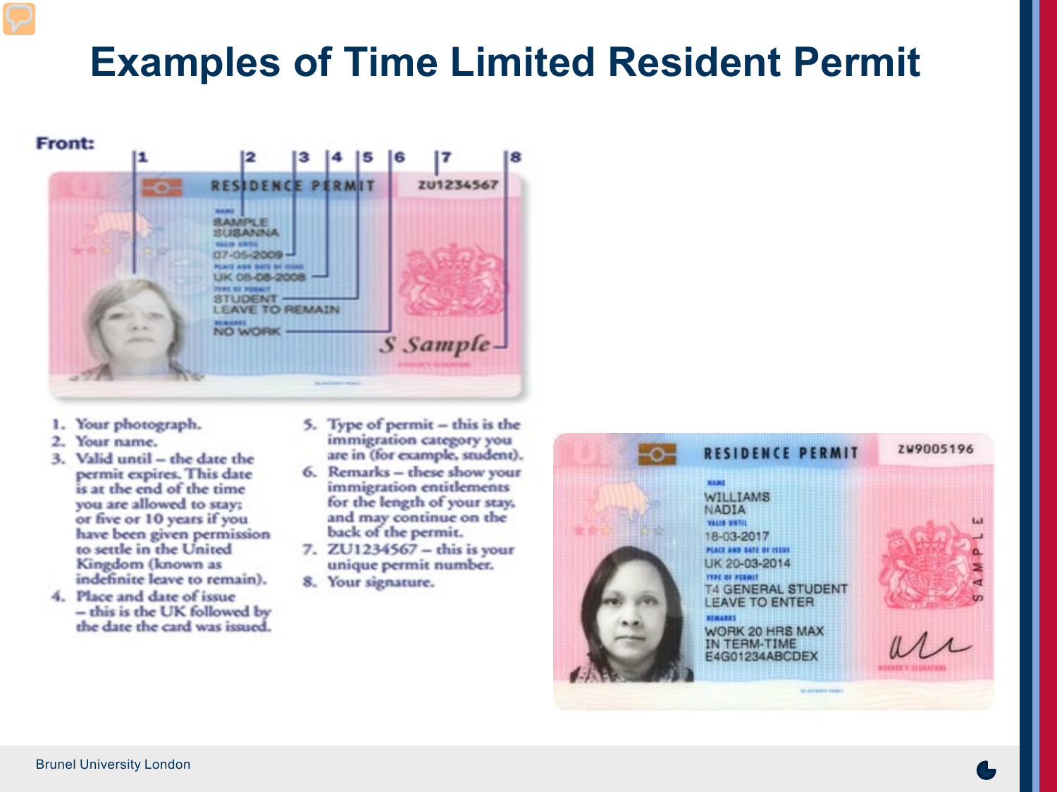# Examples of Time Limited Resident Permit

**Front:**

1. Your photograph.
2. Your name.
3. Valid until – the date the permit expires. This date is at the end of the time you are allowed to stay; or five or 10 years if you have been given permission to settle in the United Kingdom (known as indefinite leave to remain).
4. Place and date of issue – this is the UK followed by the date the card was issued.
5. Type of permit – this is the immigration category you are in (for example, student).
6. Remarks – these show your immigration entitlements for the length of your stay, and may continue on the back of the permit.
7. ZU1234567 – this is your unique permit number.
8. Your signature.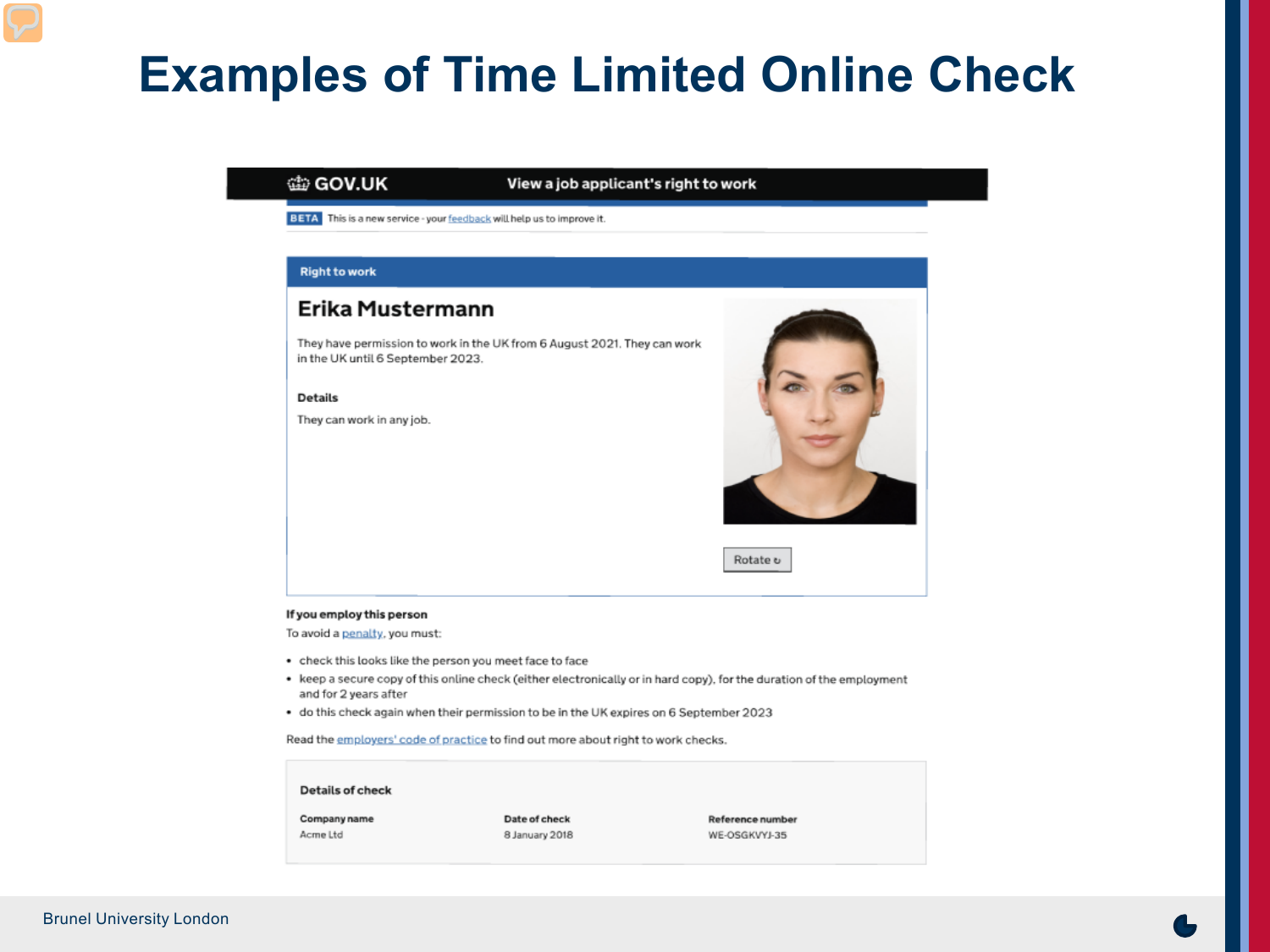# Examples of Time Limited Online Check

GOV.UK — View a job applicant's right to work

BETA This is a new service - your feedback will help us to improve it.

## Right to work

### Erika Mustermann

They have permission to work in the UK from 6 August 2021. They can work in the UK until 6 September 2023.

**Details**

They can work in any job.

Rotate

**If you employ this person**

To avoid a penalty, you must:

- check this looks like the person you meet face to face
- keep a secure copy of this online check (either electronically or in hard copy), for the duration of the employment and for 2 years after
- do this check again when their permission to be in the UK expires on 6 September 2023

Read the employers' code of practice to find out more about right to work checks.

**Details of check**

| Company name | Date of check | Reference number |
|---|---|---|
| Acme Ltd | 8 January 2018 | WE-OSGKVYJ-35 |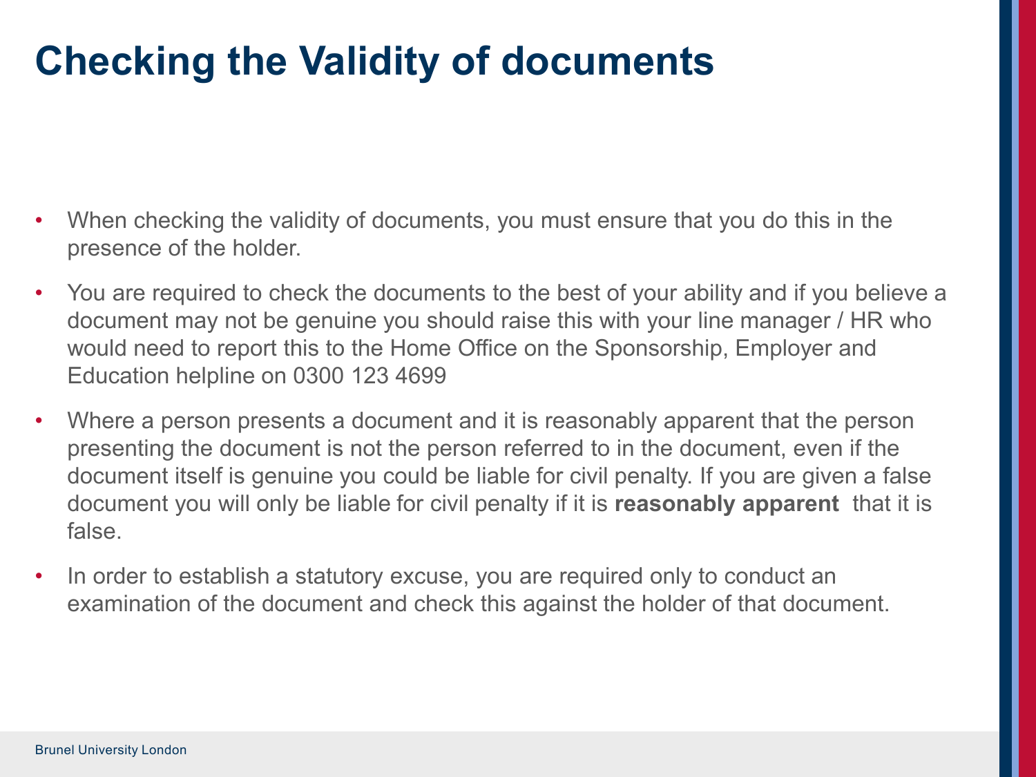# Checking the Validity of documents

- When checking the validity of documents, you must ensure that you do this in the presence of the holder.
- You are required to check the documents to the best of your ability and if you believe a document may not be genuine you should raise this with your line manager / HR who would need to report this to the Home Office on the Sponsorship, Employer and Education helpline on 0300 123 4699
- Where a person presents a document and it is reasonably apparent that the person presenting the document is not the person referred to in the document, even if the document itself is genuine you could be liable for civil penalty. If you are given a false document you will only be liable for civil penalty if it is **reasonably apparent** that it is false.
- In order to establish a statutory excuse, you are required only to conduct an examination of the document and check this against the holder of that document.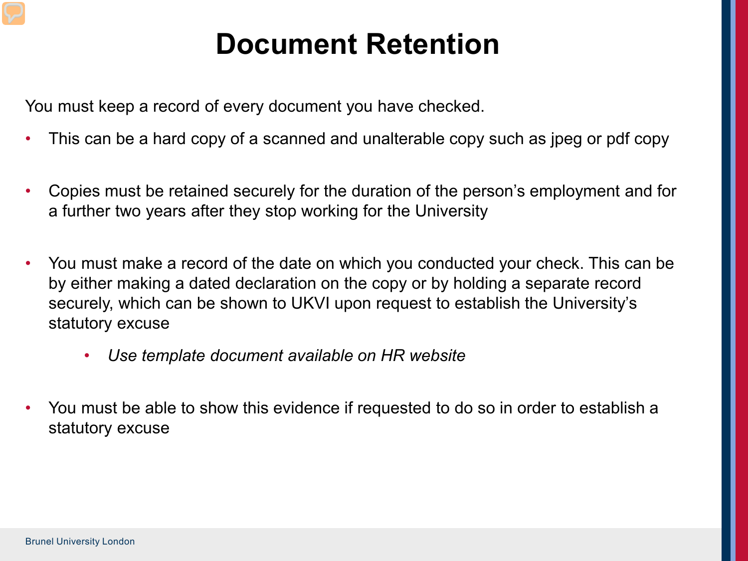# Document Retention

You must keep a record of every document you have checked.

- This can be a hard copy of a scanned and unalterable copy such as jpeg or pdf copy

- Copies must be retained securely for the duration of the person's employment and for a further two years after they stop working for the University

- You must make a record of the date on which you conducted your check. This can be by either making a dated declaration on the copy or by holding a separate record securely, which can be shown to UKVI upon request to establish the University's statutory excuse

    - *Use template document available on HR website*

- You must be able to show this evidence if requested to do so in order to establish a statutory excuse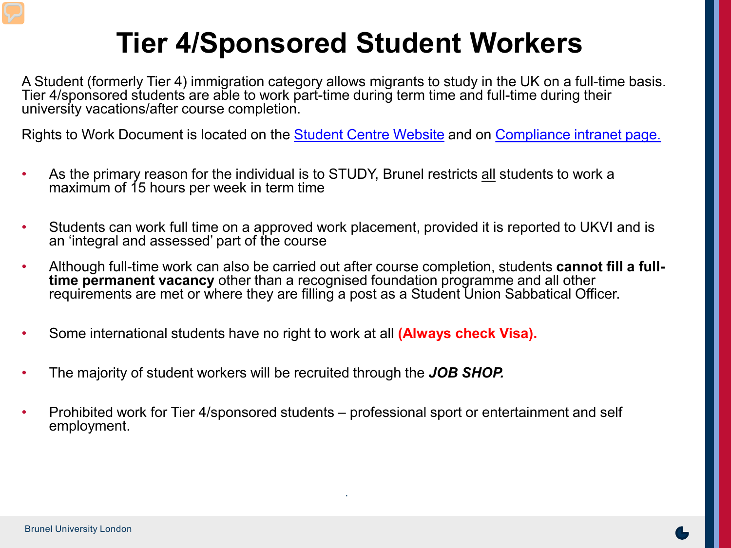# Tier 4/Sponsored Student Workers

A Student (formerly Tier 4) immigration category allows migrants to study in the UK on a full-time basis. Tier 4/sponsored students are able to work part-time during term time and full-time during their university vacations/after course completion.

Rights to Work Document is located on the Student Centre Website and on Compliance intranet page.

- As the primary reason for the individual is to STUDY, Brunel restricts all students to work a maximum of 15 hours per week in term time
- Students can work full time on a approved work placement, provided it is reported to UKVI and is an 'integral and assessed' part of the course
- Although full-time work can also be carried out after course completion, students **cannot fill a full-time permanent vacancy** other than a recognised foundation programme and all other requirements are met or where they are filling a post as a Student Union Sabbatical Officer.
- Some international students have no right to work at all **(Always check Visa).**
- The majority of student workers will be recruited through the ***JOB SHOP.***
- Prohibited work for Tier 4/sponsored students – professional sport or entertainment and self employment.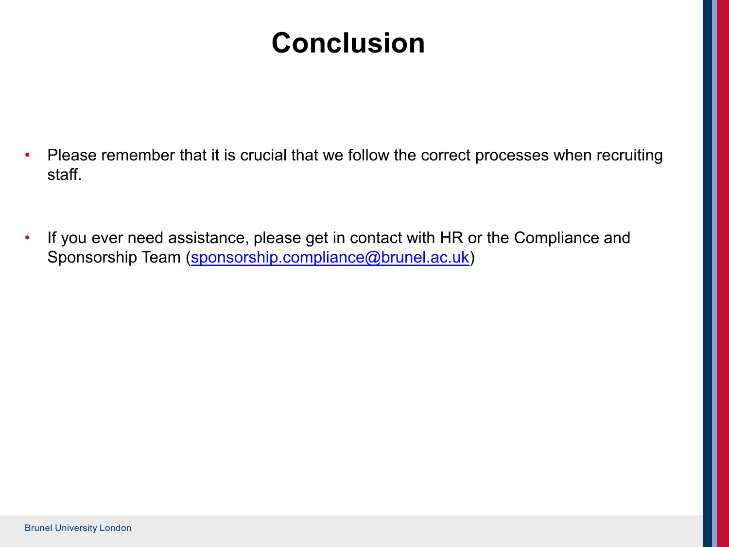# Conclusion

- Please remember that it is crucial that we follow the correct processes when recruiting staff.

- If you ever need assistance, please get in contact with HR or the Compliance and Sponsorship Team (sponsorship.compliance@brunel.ac.uk)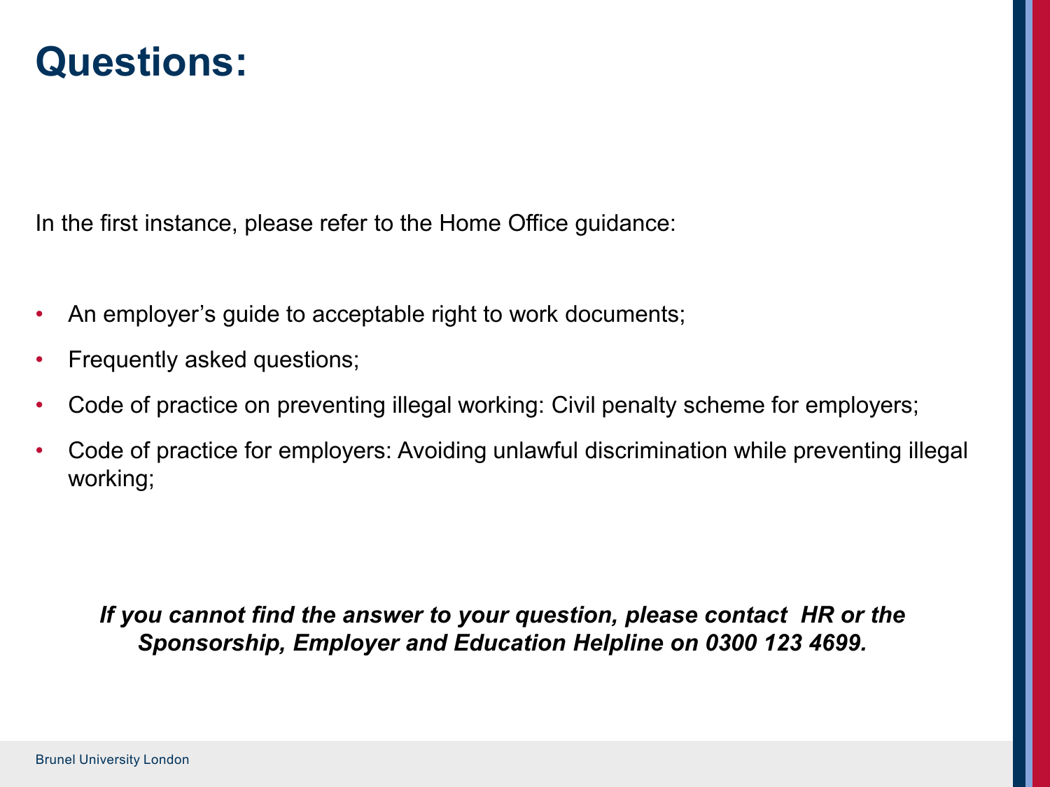# Questions:

In the first instance, please refer to the Home Office guidance:

- An employer's guide to acceptable right to work documents;
- Frequently asked questions;
- Code of practice on preventing illegal working: Civil penalty scheme for employers;
- Code of practice for employers: Avoiding unlawful discrimination while preventing illegal working;

***If you cannot find the answer to your question, please contact HR or the Sponsorship, Employer and Education Helpline on 0300 123 4699.***